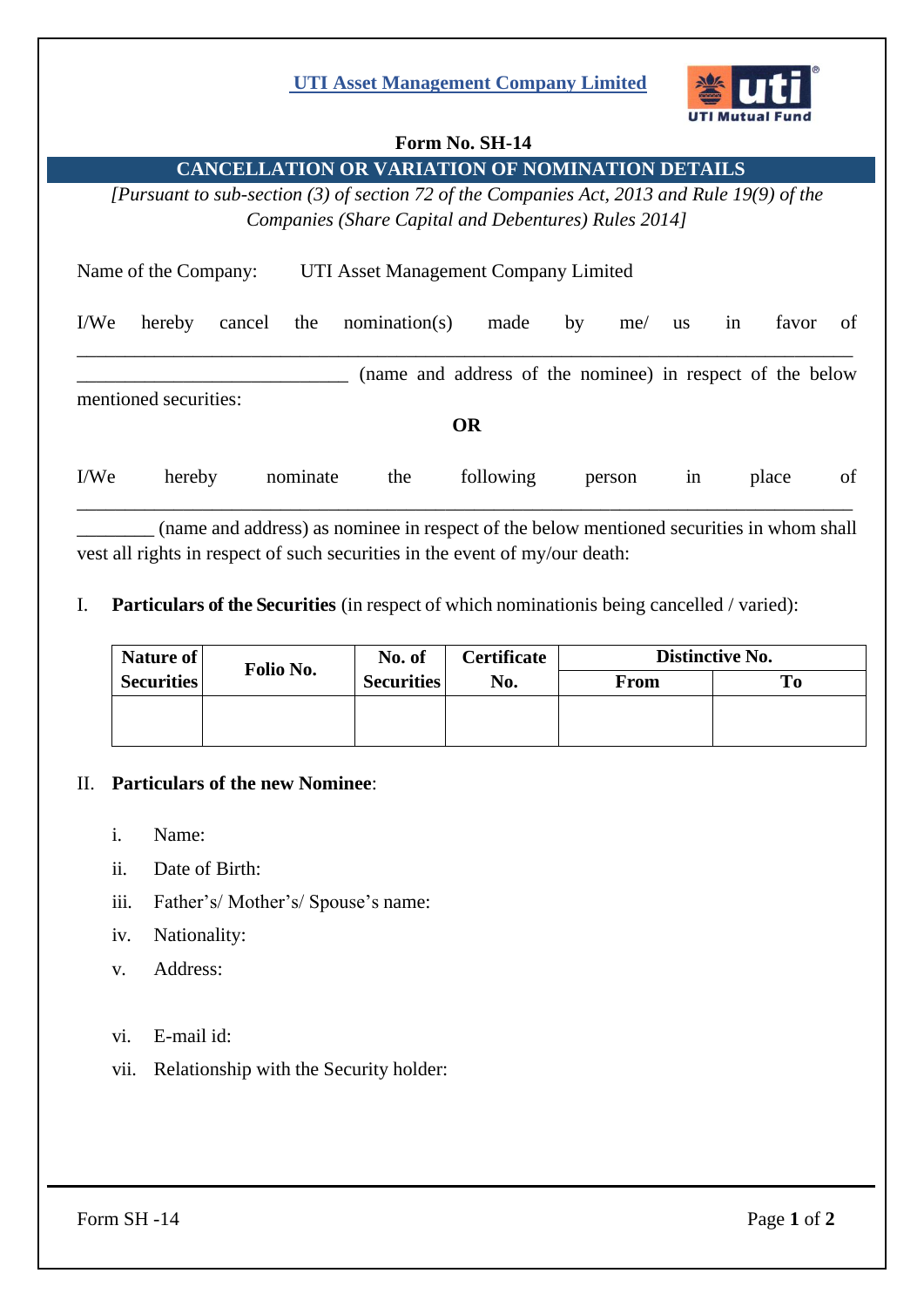**UTI Asset Management Company Limited**

**Form No. SH-14**

## CANCELLATION OR VARIATION OF NOMINATION DETAILS

*[Pursuant to sub-section (3) of section 72 of the Companies Act, 2013 and Rule 19(9) of the Companies (Share Capital and Debentures) Rules 2014]*

Name of the Company: UTI Asset Management Company Limited

I/We hereby cancel the nomination(s) made by me/ us in favor of _______________________________________________________________________________ _____________________________ (name and address of the nominee) in respect of the below mentioned securities:

**OR**

I/We hereby nominate the following person in place of _______________________________________________________________________________ ________ (name and address) as nominee in respect of the below mentioned securities in whom shall vest all rights in respect of such securities in the event of my/our death:

I. **Particulars of the Securities** (in respect of which nominationis being cancelled / varied):

| Nature of Securities | Folio No. | No. of Securities | Certificate No. | Distinctive No. | |
|---|---|---|---|---|---|
| | | | | From | To |
| | | | | | |

II. **Particulars of the new Nominee**:

i. Name:

ii. Date of Birth:

iii. Father's/ Mother's/ Spouse's name:

iv. Nationality:

v. Address:

vi. E-mail id:

vii. Relationship with the Security holder: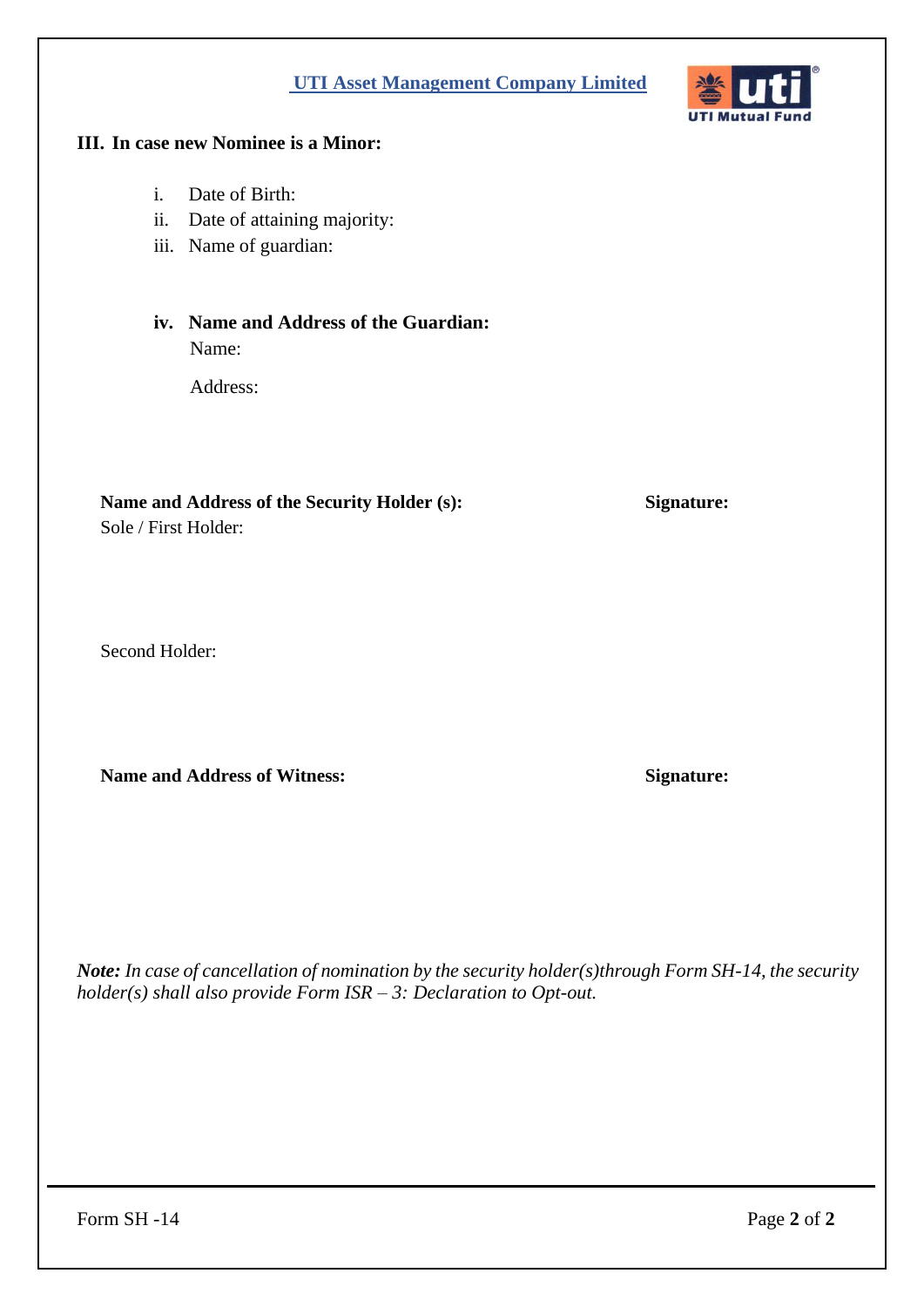**UTI Asset Management Company Limited**

**III. In case new Nominee is a Minor:**

i. Date of Birth:
ii. Date of attaining majority:
iii. Name of guardian:

**iv. Name and Address of the Guardian:**

Name:

Address:

**Name and Address of the Security Holder (s):** **Signature:**

Sole / First Holder:

Second Holder:

**Name and Address of Witness:** **Signature:**

***Note:*** *In case of cancellation of nomination by the security holder(s)through Form SH-14, the security holder(s) shall also provide Form ISR – 3: Declaration to Opt-out.*

Form SH -14